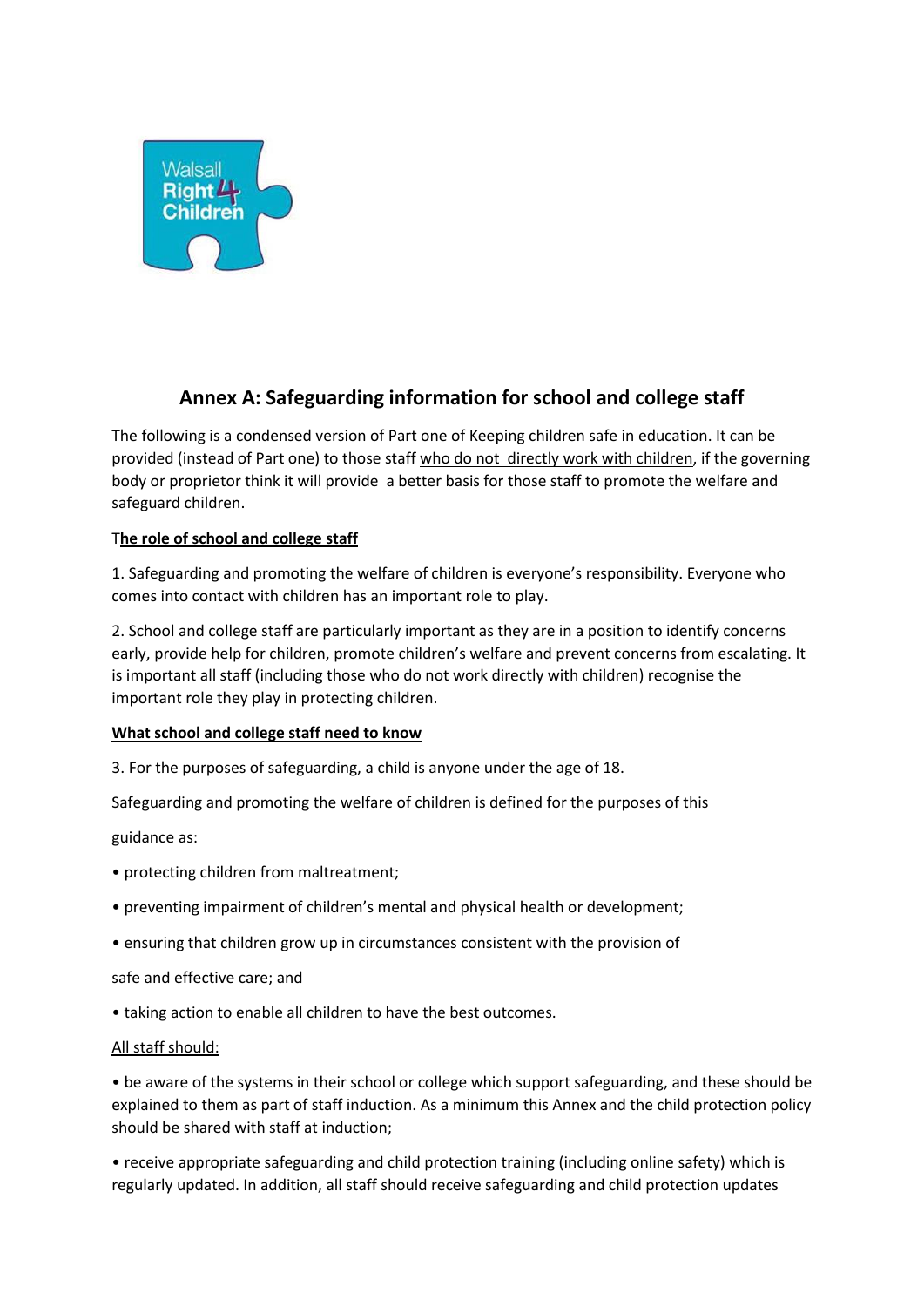## Annex A: Safeguarding information for school and college staff

The following is a condensed version of Part one of Keeping children safe in education. It can be provided (instead of Part one) to those staff who do not directly work with children, if the governing body or proprietor think it will provide a better basis for those staff to promote the welfare and safeguard children.

**The role of school and college staff**

1. Safeguarding and promoting the welfare of children is everyone's responsibility. Everyone who comes into contact with children has an important role to play.

2. School and college staff are particularly important as they are in a position to identify concerns early, provide help for children, promote children's welfare and prevent concerns from escalating. It is important all staff (including those who do not work directly with children) recognise the important role they play in protecting children.

**What school and college staff need to know**

3. For the purposes of safeguarding, a child is anyone under the age of 18.

Safeguarding and promoting the welfare of children is defined for the purposes of this guidance as:

- protecting children from maltreatment;
- preventing impairment of children's mental and physical health or development;
- ensuring that children grow up in circumstances consistent with the provision of safe and effective care; and
- taking action to enable all children to have the best outcomes.

All staff should:

- be aware of the systems in their school or college which support safeguarding, and these should be explained to them as part of staff induction. As a minimum this Annex and the child protection policy should be shared with staff at induction;
- receive appropriate safeguarding and child protection training (including online safety) which is regularly updated. In addition, all staff should receive safeguarding and child protection updates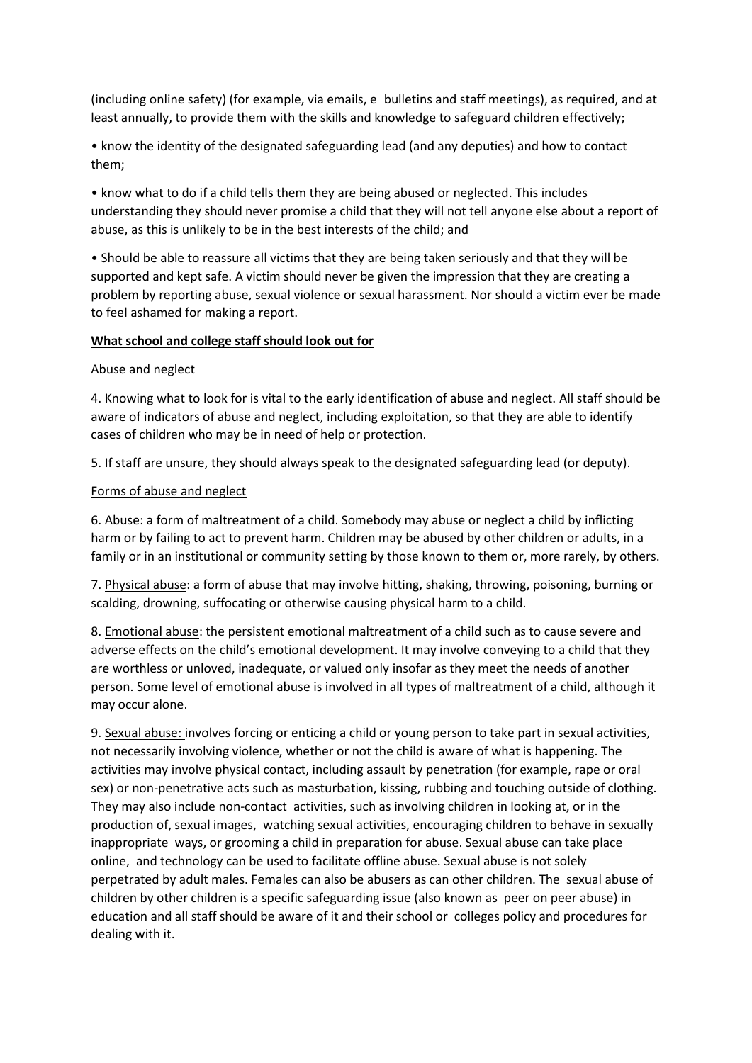(including online safety) (for example, via emails, e bulletins and staff meetings), as required, and at least annually, to provide them with the skills and knowledge to safeguard children effectively;

- know the identity of the designated safeguarding lead (and any deputies) and how to contact them;
- know what to do if a child tells them they are being abused or neglected. This includes understanding they should never promise a child that they will not tell anyone else about a report of abuse, as this is unlikely to be in the best interests of the child; and
- Should be able to reassure all victims that they are being taken seriously and that they will be supported and kept safe. A victim should never be given the impression that they are creating a problem by reporting abuse, sexual violence or sexual harassment. Nor should a victim ever be made to feel ashamed for making a report.

**What school and college staff should look out for**

Abuse and neglect

4. Knowing what to look for is vital to the early identification of abuse and neglect. All staff should be aware of indicators of abuse and neglect, including exploitation, so that they are able to identify cases of children who may be in need of help or protection.

5. If staff are unsure, they should always speak to the designated safeguarding lead (or deputy).

Forms of abuse and neglect

6. Abuse: a form of maltreatment of a child. Somebody may abuse or neglect a child by inflicting harm or by failing to act to prevent harm. Children may be abused by other children or adults, in a family or in an institutional or community setting by those known to them or, more rarely, by others.

7. Physical abuse: a form of abuse that may involve hitting, shaking, throwing, poisoning, burning or scalding, drowning, suffocating or otherwise causing physical harm to a child.

8. Emotional abuse: the persistent emotional maltreatment of a child such as to cause severe and adverse effects on the child's emotional development. It may involve conveying to a child that they are worthless or unloved, inadequate, or valued only insofar as they meet the needs of another person. Some level of emotional abuse is involved in all types of maltreatment of a child, although it may occur alone.

9. Sexual abuse: involves forcing or enticing a child or young person to take part in sexual activities, not necessarily involving violence, whether or not the child is aware of what is happening. The activities may involve physical contact, including assault by penetration (for example, rape or oral sex) or non-penetrative acts such as masturbation, kissing, rubbing and touching outside of clothing. They may also include non-contact activities, such as involving children in looking at, or in the production of, sexual images, watching sexual activities, encouraging children to behave in sexually inappropriate ways, or grooming a child in preparation for abuse. Sexual abuse can take place online, and technology can be used to facilitate offline abuse. Sexual abuse is not solely perpetrated by adult males. Females can also be abusers as can other children. The sexual abuse of children by other children is a specific safeguarding issue (also known as peer on peer abuse) in education and all staff should be aware of it and their school or colleges policy and procedures for dealing with it.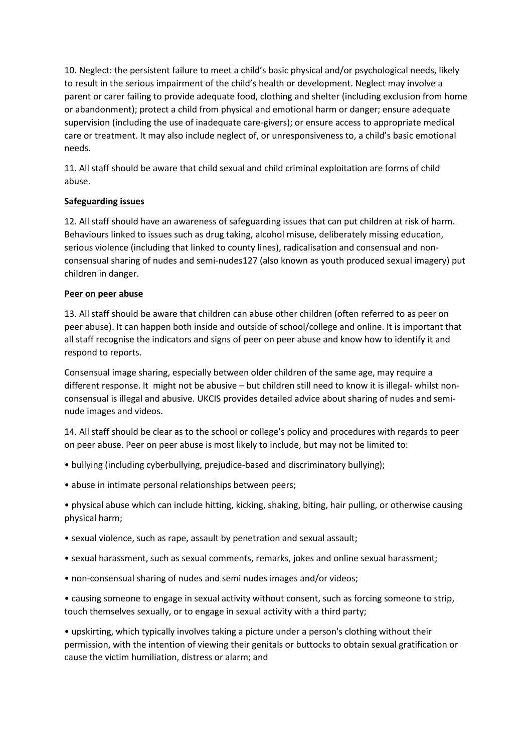10. <u>Neglect</u>: the persistent failure to meet a child's basic physical and/or psychological needs, likely to result in the serious impairment of the child's health or development. Neglect may involve a parent or carer failing to provide adequate food, clothing and shelter (including exclusion from home or abandonment); protect a child from physical and emotional harm or danger; ensure adequate supervision (including the use of inadequate care-givers); or ensure access to appropriate medical care or treatment. It may also include neglect of, or unresponsiveness to, a child's basic emotional needs.

11. All staff should be aware that child sexual and child criminal exploitation are forms of child abuse.

**<u>Safeguarding issues</u>**

12. All staff should have an awareness of safeguarding issues that can put children at risk of harm. Behaviours linked to issues such as drug taking, alcohol misuse, deliberately missing education, serious violence (including that linked to county lines), radicalisation and consensual and non-consensual sharing of nudes and semi-nudes127 (also known as youth produced sexual imagery) put children in danger.

**<u>Peer on peer abuse</u>**

13. All staff should be aware that children can abuse other children (often referred to as peer on peer abuse). It can happen both inside and outside of school/college and online. It is important that all staff recognise the indicators and signs of peer on peer abuse and know how to identify it and respond to reports.

Consensual image sharing, especially between older children of the same age, may require a different response. It might not be abusive – but children still need to know it is illegal- whilst non-consensual is illegal and abusive. UKCIS provides detailed advice about sharing of nudes and semi-nude images and videos.

14. All staff should be clear as to the school or college's policy and procedures with regards to peer on peer abuse. Peer on peer abuse is most likely to include, but may not be limited to:

- bullying (including cyberbullying, prejudice-based and discriminatory bullying);
- abuse in intimate personal relationships between peers;
- physical abuse which can include hitting, kicking, shaking, biting, hair pulling, or otherwise causing physical harm;
- sexual violence, such as rape, assault by penetration and sexual assault;
- sexual harassment, such as sexual comments, remarks, jokes and online sexual harassment;
- non-consensual sharing of nudes and semi nudes images and/or videos;
- causing someone to engage in sexual activity without consent, such as forcing someone to strip, touch themselves sexually, or to engage in sexual activity with a third party;
- upskirting, which typically involves taking a picture under a person's clothing without their permission, with the intention of viewing their genitals or buttocks to obtain sexual gratification or cause the victim humiliation, distress or alarm; and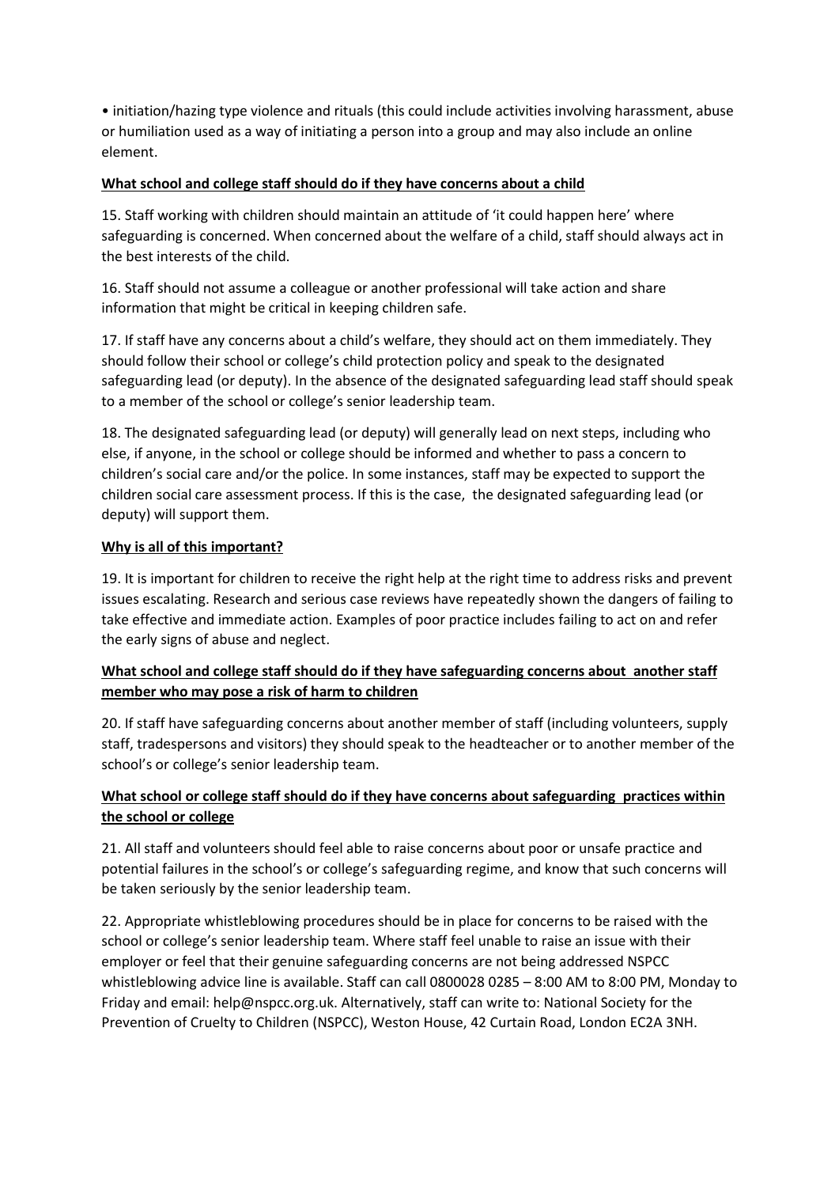• initiation/hazing type violence and rituals (this could include activities involving harassment, abuse or humiliation used as a way of initiating a person into a group and may also include an online element.

**What school and college staff should do if they have concerns about a child**

15. Staff working with children should maintain an attitude of 'it could happen here' where safeguarding is concerned. When concerned about the welfare of a child, staff should always act in the best interests of the child.

16. Staff should not assume a colleague or another professional will take action and share information that might be critical in keeping children safe.

17. If staff have any concerns about a child's welfare, they should act on them immediately. They should follow their school or college's child protection policy and speak to the designated safeguarding lead (or deputy). In the absence of the designated safeguarding lead staff should speak to a member of the school or college's senior leadership team.

18. The designated safeguarding lead (or deputy) will generally lead on next steps, including who else, if anyone, in the school or college should be informed and whether to pass a concern to children's social care and/or the police. In some instances, staff may be expected to support the children social care assessment process. If this is the case, the designated safeguarding lead (or deputy) will support them.

**Why is all of this important?**

19. It is important for children to receive the right help at the right time to address risks and prevent issues escalating. Research and serious case reviews have repeatedly shown the dangers of failing to take effective and immediate action. Examples of poor practice includes failing to act on and refer the early signs of abuse and neglect.

**What school and college staff should do if they have safeguarding concerns about another staff member who may pose a risk of harm to children**

20. If staff have safeguarding concerns about another member of staff (including volunteers, supply staff, tradespersons and visitors) they should speak to the headteacher or to another member of the school's or college's senior leadership team.

**What school or college staff should do if they have concerns about safeguarding practices within the school or college**

21. All staff and volunteers should feel able to raise concerns about poor or unsafe practice and potential failures in the school's or college's safeguarding regime, and know that such concerns will be taken seriously by the senior leadership team.

22. Appropriate whistleblowing procedures should be in place for concerns to be raised with the school or college's senior leadership team. Where staff feel unable to raise an issue with their employer or feel that their genuine safeguarding concerns are not being addressed NSPCC whistleblowing advice line is available. Staff can call 0800028 0285 – 8:00 AM to 8:00 PM, Monday to Friday and email: help@nspcc.org.uk. Alternatively, staff can write to: National Society for the Prevention of Cruelty to Children (NSPCC), Weston House, 42 Curtain Road, London EC2A 3NH.